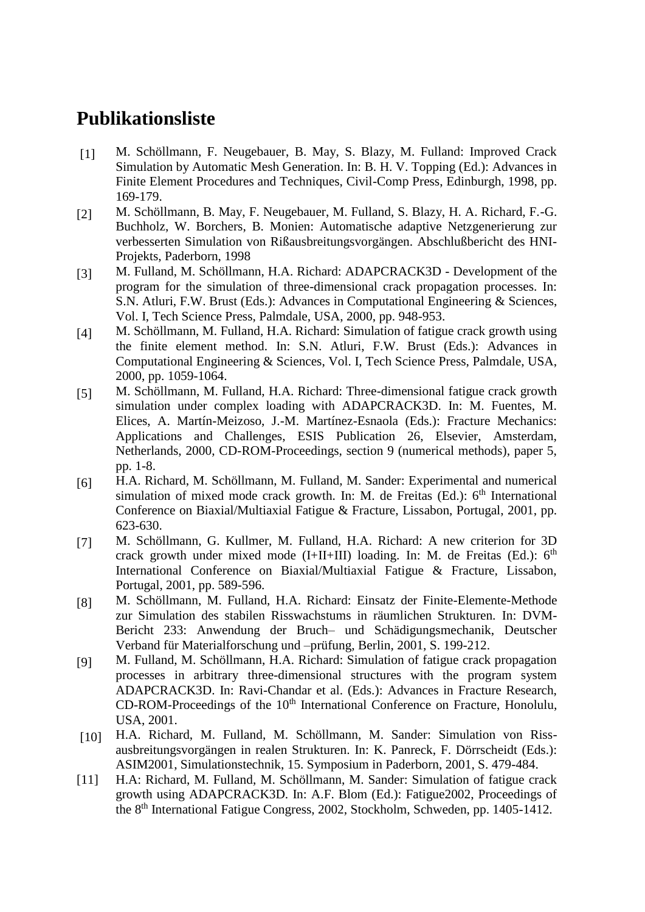# Publikationsliste

[1] M. Schöllmann, F. Neugebauer, B. May, S. Blazy, M. Fulland: Improved Crack Simulation by Automatic Mesh Generation. In: B. H. V. Topping (Ed.): Advances in Finite Element Procedures and Techniques, Civil-Comp Press, Edinburgh, 1998, pp. 169-179.

[2] M. Schöllmann, B. May, F. Neugebauer, M. Fulland, S. Blazy, H. A. Richard, F.-G. Buchholz, W. Borchers, B. Monien: Automatische adaptive Netzgenerierung zur verbesserten Simulation von Rißausbreitungsvorgängen. Abschlußbericht des HNI-Projekts, Paderborn, 1998

[3] M. Fulland, M. Schöllmann, H.A. Richard: ADAPCRACK3D - Development of the program for the simulation of three-dimensional crack propagation processes. In: S.N. Atluri, F.W. Brust (Eds.): Advances in Computational Engineering & Sciences, Vol. I, Tech Science Press, Palmdale, USA, 2000, pp. 948-953.

[4] M. Schöllmann, M. Fulland, H.A. Richard: Simulation of fatigue crack growth using the finite element method. In: S.N. Atluri, F.W. Brust (Eds.): Advances in Computational Engineering & Sciences, Vol. I, Tech Science Press, Palmdale, USA, 2000, pp. 1059-1064.

[5] M. Schöllmann, M. Fulland, H.A. Richard: Three-dimensional fatigue crack growth simulation under complex loading with ADAPCRACK3D. In: M. Fuentes, M. Elices, A. Martín-Meizoso, J.-M. Martínez-Esnaola (Eds.): Fracture Mechanics: Applications and Challenges, ESIS Publication 26, Elsevier, Amsterdam, Netherlands, 2000, CD-ROM-Proceedings, section 9 (numerical methods), paper 5, pp. 1-8.

[6] H.A. Richard, M. Schöllmann, M. Fulland, M. Sander: Experimental and numerical simulation of mixed mode crack growth. In: M. de Freitas (Ed.): 6th International Conference on Biaxial/Multiaxial Fatigue & Fracture, Lissabon, Portugal, 2001, pp. 623-630.

[7] M. Schöllmann, G. Kullmer, M. Fulland, H.A. Richard: A new criterion for 3D crack growth under mixed mode (I+II+III) loading. In: M. de Freitas (Ed.): 6th International Conference on Biaxial/Multiaxial Fatigue & Fracture, Lissabon, Portugal, 2001, pp. 589-596.

[8] M. Schöllmann, M. Fulland, H.A. Richard: Einsatz der Finite-Elemente-Methode zur Simulation des stabilen Risswachstums in räumlichen Strukturen. In: DVM-Bericht 233: Anwendung der Bruch– und Schädigungsmechanik, Deutscher Verband für Materialforschung und –prüfung, Berlin, 2001, S. 199-212.

[9] M. Fulland, M. Schöllmann, H.A. Richard: Simulation of fatigue crack propagation processes in arbitrary three-dimensional structures with the program system ADAPCRACK3D. In: Ravi-Chandar et al. (Eds.): Advances in Fracture Research, CD-ROM-Proceedings of the 10th International Conference on Fracture, Honolulu, USA, 2001.

[10] H.A. Richard, M. Fulland, M. Schöllmann, M. Sander: Simulation von Riss-ausbreitungsvorgängen in realen Strukturen. In: K. Panreck, F. Dörrscheidt (Eds.): ASIM2001, Simulationstechnik, 15. Symposium in Paderborn, 2001, S. 479-484.

[11] H.A: Richard, M. Fulland, M. Schöllmann, M. Sander: Simulation of fatigue crack growth using ADAPCRACK3D. In: A.F. Blom (Ed.): Fatigue2002, Proceedings of the 8th International Fatigue Congress, 2002, Stockholm, Schweden, pp. 1405-1412.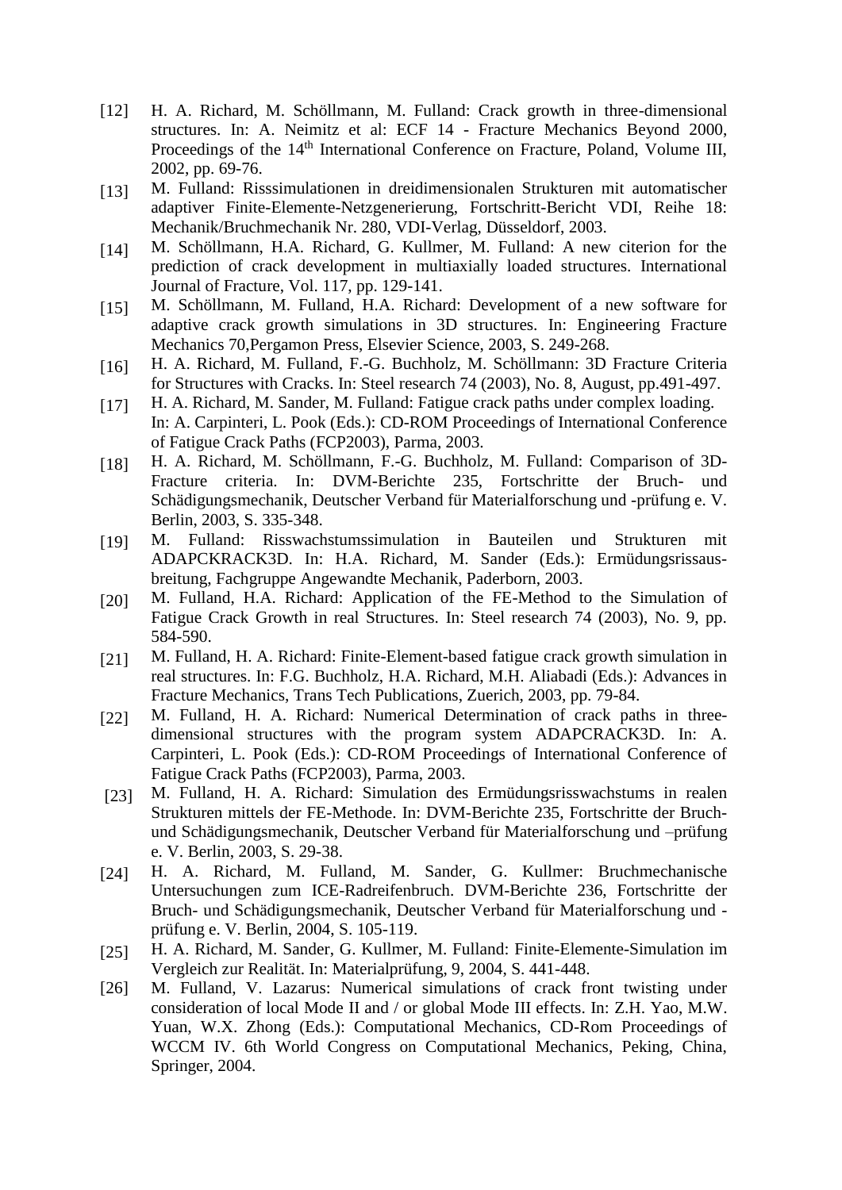[12] H. A. Richard, M. Schöllmann, M. Fulland: Crack growth in three-dimensional structures. In: A. Neimitz et al: ECF 14 - Fracture Mechanics Beyond 2000, Proceedings of the 14th International Conference on Fracture, Poland, Volume III, 2002, pp. 69-76.

[13] M. Fulland: Risssimulationen in dreidimensionalen Strukturen mit automatischer adaptiver Finite-Elemente-Netzgenerierung, Fortschritt-Bericht VDI, Reihe 18: Mechanik/Bruchmechanik Nr. 280, VDI-Verlag, Düsseldorf, 2003.

[14] M. Schöllmann, H.A. Richard, G. Kullmer, M. Fulland: A new citerion for the prediction of crack development in multiaxially loaded structures. International Journal of Fracture, Vol. 117, pp. 129-141.

[15] M. Schöllmann, M. Fulland, H.A. Richard: Development of a new software for adaptive crack growth simulations in 3D structures. In: Engineering Fracture Mechanics 70,Pergamon Press, Elsevier Science, 2003, S. 249-268.

[16] H. A. Richard, M. Fulland, F.-G. Buchholz, M. Schöllmann: 3D Fracture Criteria for Structures with Cracks. In: Steel research 74 (2003), No. 8, August, pp.491-497.

[17] H. A. Richard, M. Sander, M. Fulland: Fatigue crack paths under complex loading. In: A. Carpinteri, L. Pook (Eds.): CD-ROM Proceedings of International Conference of Fatigue Crack Paths (FCP2003), Parma, 2003.

[18] H. A. Richard, M. Schöllmann, F.-G. Buchholz, M. Fulland: Comparison of 3D-Fracture criteria. In: DVM-Berichte 235, Fortschritte der Bruch- und Schädigungsmechanik, Deutscher Verband für Materialforschung und -prüfung e. V. Berlin, 2003, S. 335-348.

[19] M. Fulland: Risswachstumssimulation in Bauteilen und Strukturen mit ADAPCKRACK3D. In: H.A. Richard, M. Sander (Eds.): Ermüdungsrissaus-breitung, Fachgruppe Angewandte Mechanik, Paderborn, 2003.

[20] M. Fulland, H.A. Richard: Application of the FE-Method to the Simulation of Fatigue Crack Growth in real Structures. In: Steel research 74 (2003), No. 9, pp. 584-590.

[21] M. Fulland, H. A. Richard: Finite-Element-based fatigue crack growth simulation in real structures. In: F.G. Buchholz, H.A. Richard, M.H. Aliabadi (Eds.): Advances in Fracture Mechanics, Trans Tech Publications, Zuerich, 2003, pp. 79-84.

[22] M. Fulland, H. A. Richard: Numerical Determination of crack paths in three-dimensional structures with the program system ADAPCRACK3D. In: A. Carpinteri, L. Pook (Eds.): CD-ROM Proceedings of International Conference of Fatigue Crack Paths (FCP2003), Parma, 2003.

[23] M. Fulland, H. A. Richard: Simulation des Ermüdungsrisswachstums in realen Strukturen mittels der FE-Methode. In: DVM-Berichte 235, Fortschritte der Bruch- und Schädigungsmechanik, Deutscher Verband für Materialforschung und –prüfung e. V. Berlin, 2003, S. 29-38.

[24] H. A. Richard, M. Fulland, M. Sander, G. Kullmer: Bruchmechanische Untersuchungen zum ICE-Radreifenbruch. DVM-Berichte 236, Fortschritte der Bruch- und Schädigungsmechanik, Deutscher Verband für Materialforschung und -prüfung e. V. Berlin, 2004, S. 105-119.

[25] H. A. Richard, M. Sander, G. Kullmer, M. Fulland: Finite-Elemente-Simulation im Vergleich zur Realität. In: Materialprüfung, 9, 2004, S. 441-448.

[26] M. Fulland, V. Lazarus: Numerical simulations of crack front twisting under consideration of local Mode II and / or global Mode III effects. In: Z.H. Yao, M.W. Yuan, W.X. Zhong (Eds.): Computational Mechanics, CD-Rom Proceedings of WCCM IV. 6th World Congress on Computational Mechanics, Peking, China, Springer, 2004.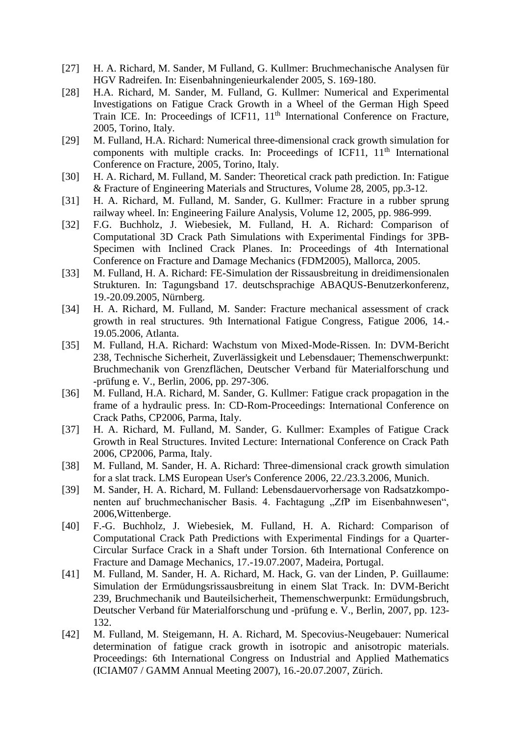[27] H. A. Richard, M. Sander, M Fulland, G. Kullmer: Bruchmechanische Analysen für HGV Radreifen. In: Eisenbahningenieurkalender 2005, S. 169-180.

[28] H.A. Richard, M. Sander, M. Fulland, G. Kullmer: Numerical and Experimental Investigations on Fatigue Crack Growth in a Wheel of the German High Speed Train ICE. In: Proceedings of ICF11, 11th International Conference on Fracture, 2005, Torino, Italy.

[29] M. Fulland, H.A. Richard: Numerical three-dimensional crack growth simulation for components with multiple cracks. In: Proceedings of ICF11, 11th International Conference on Fracture, 2005, Torino, Italy.

[30] H. A. Richard, M. Fulland, M. Sander: Theoretical crack path prediction. In: Fatigue & Fracture of Engineering Materials and Structures, Volume 28, 2005, pp.3-12.

[31] H. A. Richard, M. Fulland, M. Sander, G. Kullmer: Fracture in a rubber sprung railway wheel. In: Engineering Failure Analysis, Volume 12, 2005, pp. 986-999.

[32] F.G. Buchholz, J. Wiebesiek, M. Fulland, H. A. Richard: Comparison of Computational 3D Crack Path Simulations with Experimental Findings for 3PB-Specimen with Inclined Crack Planes. In: Proceedings of 4th International Conference on Fracture and Damage Mechanics (FDM2005), Mallorca, 2005.

[33] M. Fulland, H. A. Richard: FE-Simulation der Rissausbreitung in dreidimensionalen Strukturen. In: Tagungsband 17. deutschsprachige ABAQUS-Benutzerkonferenz, 19.-20.09.2005, Nürnberg.

[34] H. A. Richard, M. Fulland, M. Sander: Fracture mechanical assessment of crack growth in real structures. 9th International Fatigue Congress, Fatigue 2006, 14.-19.05.2006, Atlanta.

[35] M. Fulland, H.A. Richard: Wachstum von Mixed-Mode-Rissen. In: DVM-Bericht 238, Technische Sicherheit, Zuverlässigkeit und Lebensdauer; Themenschwerpunkt: Bruchmechanik von Grenzflächen, Deutscher Verband für Materialforschung und -prüfung e. V., Berlin, 2006, pp. 297-306.

[36] M. Fulland, H.A. Richard, M. Sander, G. Kullmer: Fatigue crack propagation in the frame of a hydraulic press. In: CD-Rom-Proceedings: International Conference on Crack Paths, CP2006, Parma, Italy.

[37] H. A. Richard, M. Fulland, M. Sander, G. Kullmer: Examples of Fatigue Crack Growth in Real Structures. Invited Lecture: International Conference on Crack Path 2006, CP2006, Parma, Italy.

[38] M. Fulland, M. Sander, H. A. Richard: Three-dimensional crack growth simulation for a slat track. LMS European User's Conference 2006, 22./23.3.2006, Munich.

[39] M. Sander, H. A. Richard, M. Fulland: Lebensdauervorhersage von Radsatzkomponenten auf bruchmechanischer Basis. 4. Fachtagung „ZfP im Eisenbahnwesen", 2006,Wittenberge.

[40] F.-G. Buchholz, J. Wiebesiek, M. Fulland, H. A. Richard: Comparison of Computational Crack Path Predictions with Experimental Findings for a Quarter-Circular Surface Crack in a Shaft under Torsion. 6th International Conference on Fracture and Damage Mechanics, 17.-19.07.2007, Madeira, Portugal.

[41] M. Fulland, M. Sander, H. A. Richard, M. Hack, G. van der Linden, P. Guillaume: Simulation der Ermüdungsrissausbreitung in einem Slat Track. In: DVM-Bericht 239, Bruchmechanik und Bauteilsicherheit, Themenschwerpunkt: Ermüdungsbruch, Deutscher Verband für Materialforschung und -prüfung e. V., Berlin, 2007, pp. 123-132.

[42] M. Fulland, M. Steigemann, H. A. Richard, M. Specovius-Neugebauer: Numerical determination of fatigue crack growth in isotropic and anisotropic materials. Proceedings: 6th International Congress on Industrial and Applied Mathematics (ICIAM07 / GAMM Annual Meeting 2007), 16.-20.07.2007, Zürich.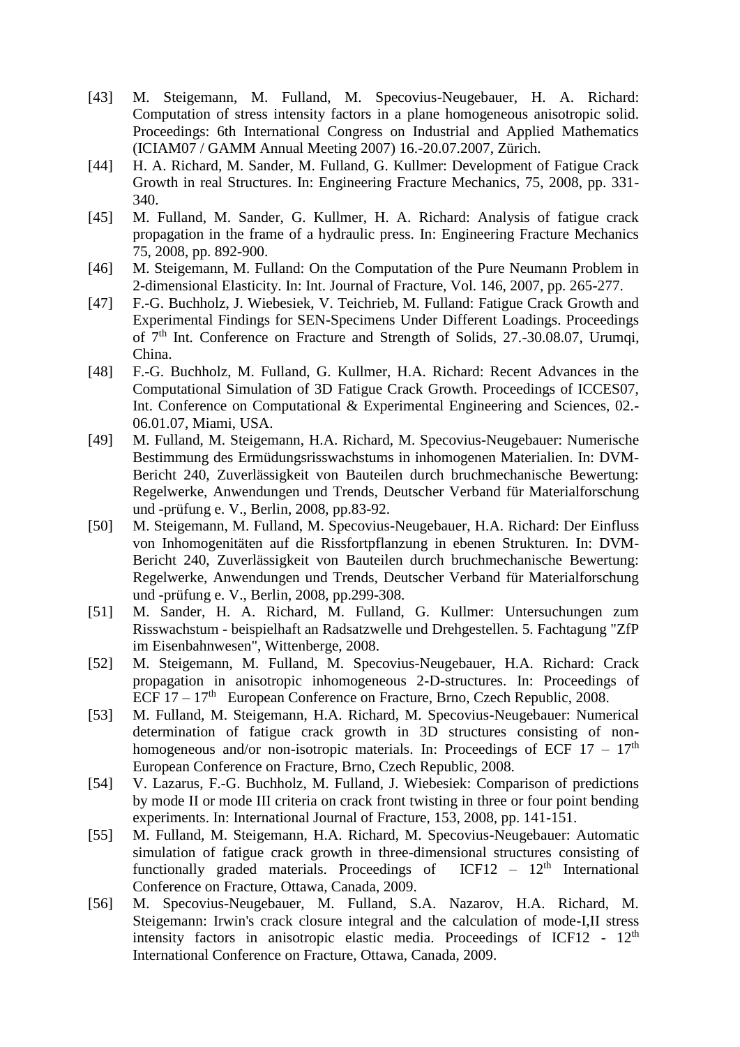[43] M. Steigemann, M. Fulland, M. Specovius-Neugebauer, H. A. Richard: Computation of stress intensity factors in a plane homogeneous anisotropic solid. Proceedings: 6th International Congress on Industrial and Applied Mathematics (ICIAM07 / GAMM Annual Meeting 2007) 16.-20.07.2007, Zürich.

[44] H. A. Richard, M. Sander, M. Fulland, G. Kullmer: Development of Fatigue Crack Growth in real Structures. In: Engineering Fracture Mechanics, 75, 2008, pp. 331-340.

[45] M. Fulland, M. Sander, G. Kullmer, H. A. Richard: Analysis of fatigue crack propagation in the frame of a hydraulic press. In: Engineering Fracture Mechanics 75, 2008, pp. 892-900.

[46] M. Steigemann, M. Fulland: On the Computation of the Pure Neumann Problem in 2-dimensional Elasticity. In: Int. Journal of Fracture, Vol. 146, 2007, pp. 265-277.

[47] F.-G. Buchholz, J. Wiebesiek, V. Teichrieb, M. Fulland: Fatigue Crack Growth and Experimental Findings for SEN-Specimens Under Different Loadings. Proceedings of 7th Int. Conference on Fracture and Strength of Solids, 27.-30.08.07, Urumqi, China.

[48] F.-G. Buchholz, M. Fulland, G. Kullmer, H.A. Richard: Recent Advances in the Computational Simulation of 3D Fatigue Crack Growth. Proceedings of ICCES07, Int. Conference on Computational & Experimental Engineering and Sciences, 02.-06.01.07, Miami, USA.

[49] M. Fulland, M. Steigemann, H.A. Richard, M. Specovius-Neugebauer: Numerische Bestimmung des Ermüdungsrisswachstums in inhomogenen Materialien. In: DVM-Bericht 240, Zuverlässigkeit von Bauteilen durch bruchmechanische Bewertung: Regelwerke, Anwendungen und Trends, Deutscher Verband für Materialforschung und -prüfung e. V., Berlin, 2008, pp.83-92.

[50] M. Steigemann, M. Fulland, M. Specovius-Neugebauer, H.A. Richard: Der Einfluss von Inhomogenitäten auf die Rissfortpflanzung in ebenen Strukturen. In: DVM-Bericht 240, Zuverlässigkeit von Bauteilen durch bruchmechanische Bewertung: Regelwerke, Anwendungen und Trends, Deutscher Verband für Materialforschung und -prüfung e. V., Berlin, 2008, pp.299-308.

[51] M. Sander, H. A. Richard, M. Fulland, G. Kullmer: Untersuchungen zum Risswachstum - beispielhaft an Radsatzwelle und Drehgestellen. 5. Fachtagung "ZfP im Eisenbahnwesen", Wittenberge, 2008.

[52] M. Steigemann, M. Fulland, M. Specovius-Neugebauer, H.A. Richard: Crack propagation in anisotropic inhomogeneous 2-D-structures. In: Proceedings of ECF 17 – 17th European Conference on Fracture, Brno, Czech Republic, 2008.

[53] M. Fulland, M. Steigemann, H.A. Richard, M. Specovius-Neugebauer: Numerical determination of fatigue crack growth in 3D structures consisting of non-homogeneous and/or non-isotropic materials. In: Proceedings of ECF 17 – 17th European Conference on Fracture, Brno, Czech Republic, 2008.

[54] V. Lazarus, F.-G. Buchholz, M. Fulland, J. Wiebesiek: Comparison of predictions by mode II or mode III criteria on crack front twisting in three or four point bending experiments. In: International Journal of Fracture, 153, 2008, pp. 141-151.

[55] M. Fulland, M. Steigemann, H.A. Richard, M. Specovius-Neugebauer: Automatic simulation of fatigue crack growth in three-dimensional structures consisting of functionally graded materials. Proceedings of ICF12 – 12th International Conference on Fracture, Ottawa, Canada, 2009.

[56] M. Specovius-Neugebauer, M. Fulland, S.A. Nazarov, H.A. Richard, M. Steigemann: Irwin's crack closure integral and the calculation of mode-I,II stress intensity factors in anisotropic elastic media. Proceedings of ICF12 - 12th International Conference on Fracture, Ottawa, Canada, 2009.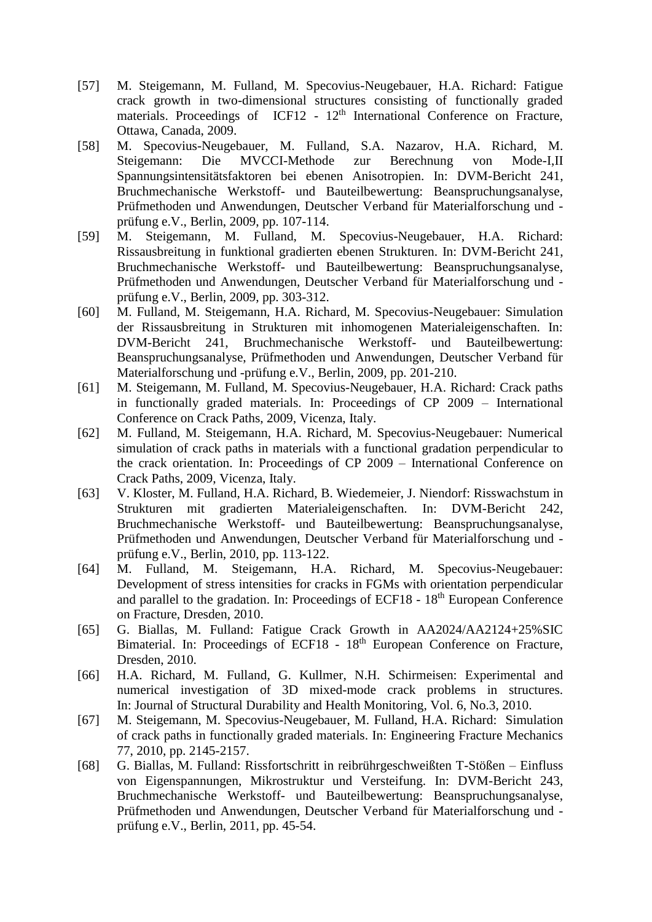[57] M. Steigemann, M. Fulland, M. Specovius-Neugebauer, H.A. Richard: Fatigue crack growth in two-dimensional structures consisting of functionally graded materials. Proceedings of ICF12 - 12$^{th}$ International Conference on Fracture, Ottawa, Canada, 2009.

[58] M. Specovius-Neugebauer, M. Fulland, S.A. Nazarov, H.A. Richard, M. Steigemann: Die MVCCI-Methode zur Berechnung von Mode-I,II Spannungsintensitätsfaktoren bei ebenen Anisotropien. In: DVM-Bericht 241, Bruchmechanische Werkstoff- und Bauteilbewertung: Beanspruchungsanalyse, Prüfmethoden und Anwendungen, Deutscher Verband für Materialforschung und -prüfung e.V., Berlin, 2009, pp. 107-114.

[59] M. Steigemann, M. Fulland, M. Specovius-Neugebauer, H.A. Richard: Rissausbreitung in funktional gradierten ebenen Strukturen. In: DVM-Bericht 241, Bruchmechanische Werkstoff- und Bauteilbewertung: Beanspruchungsanalyse, Prüfmethoden und Anwendungen, Deutscher Verband für Materialforschung und -prüfung e.V., Berlin, 2009, pp. 303-312.

[60] M. Fulland, M. Steigemann, H.A. Richard, M. Specovius-Neugebauer: Simulation der Rissausbreitung in Strukturen mit inhomogenen Materialeigenschaften. In: DVM-Bericht 241, Bruchmechanische Werkstoff- und Bauteilbewertung: Beanspruchungsanalyse, Prüfmethoden und Anwendungen, Deutscher Verband für Materialforschung und -prüfung e.V., Berlin, 2009, pp. 201-210.

[61] M. Steigemann, M. Fulland, M. Specovius-Neugebauer, H.A. Richard: Crack paths in functionally graded materials. In: Proceedings of CP 2009 – International Conference on Crack Paths, 2009, Vicenza, Italy.

[62] M. Fulland, M. Steigemann, H.A. Richard, M. Specovius-Neugebauer: Numerical simulation of crack paths in materials with a functional gradation perpendicular to the crack orientation. In: Proceedings of CP 2009 – International Conference on Crack Paths, 2009, Vicenza, Italy.

[63] V. Kloster, M. Fulland, H.A. Richard, B. Wiedemeier, J. Niendorf: Risswachstum in Strukturen mit gradierten Materialeigenschaften. In: DVM-Bericht 242, Bruchmechanische Werkstoff- und Bauteilbewertung: Beanspruchungsanalyse, Prüfmethoden und Anwendungen, Deutscher Verband für Materialforschung und -prüfung e.V., Berlin, 2010, pp. 113-122.

[64] M. Fulland, M. Steigemann, H.A. Richard, M. Specovius-Neugebauer: Development of stress intensities for cracks in FGMs with orientation perpendicular and parallel to the gradation. In: Proceedings of ECF18 - 18$^{th}$ European Conference on Fracture, Dresden, 2010.

[65] G. Biallas, M. Fulland: Fatigue Crack Growth in AA2024/AA2124+25%SIC Bimaterial. In: Proceedings of ECF18 - 18$^{th}$ European Conference on Fracture, Dresden, 2010.

[66] H.A. Richard, M. Fulland, G. Kullmer, N.H. Schirmeisen: Experimental and numerical investigation of 3D mixed-mode crack problems in structures. In: Journal of Structural Durability and Health Monitoring, Vol. 6, No.3, 2010.

[67] M. Steigemann, M. Specovius-Neugebauer, M. Fulland, H.A. Richard: Simulation of crack paths in functionally graded materials. In: Engineering Fracture Mechanics 77, 2010, pp. 2145-2157.

[68] G. Biallas, M. Fulland: Rissfortschritt in reibrührgeschweißten T-Stößen – Einfluss von Eigenspannungen, Mikrostruktur und Versteifung. In: DVM-Bericht 243, Bruchmechanische Werkstoff- und Bauteilbewertung: Beanspruchungsanalyse, Prüfmethoden und Anwendungen, Deutscher Verband für Materialforschung und -prüfung e.V., Berlin, 2011, pp. 45-54.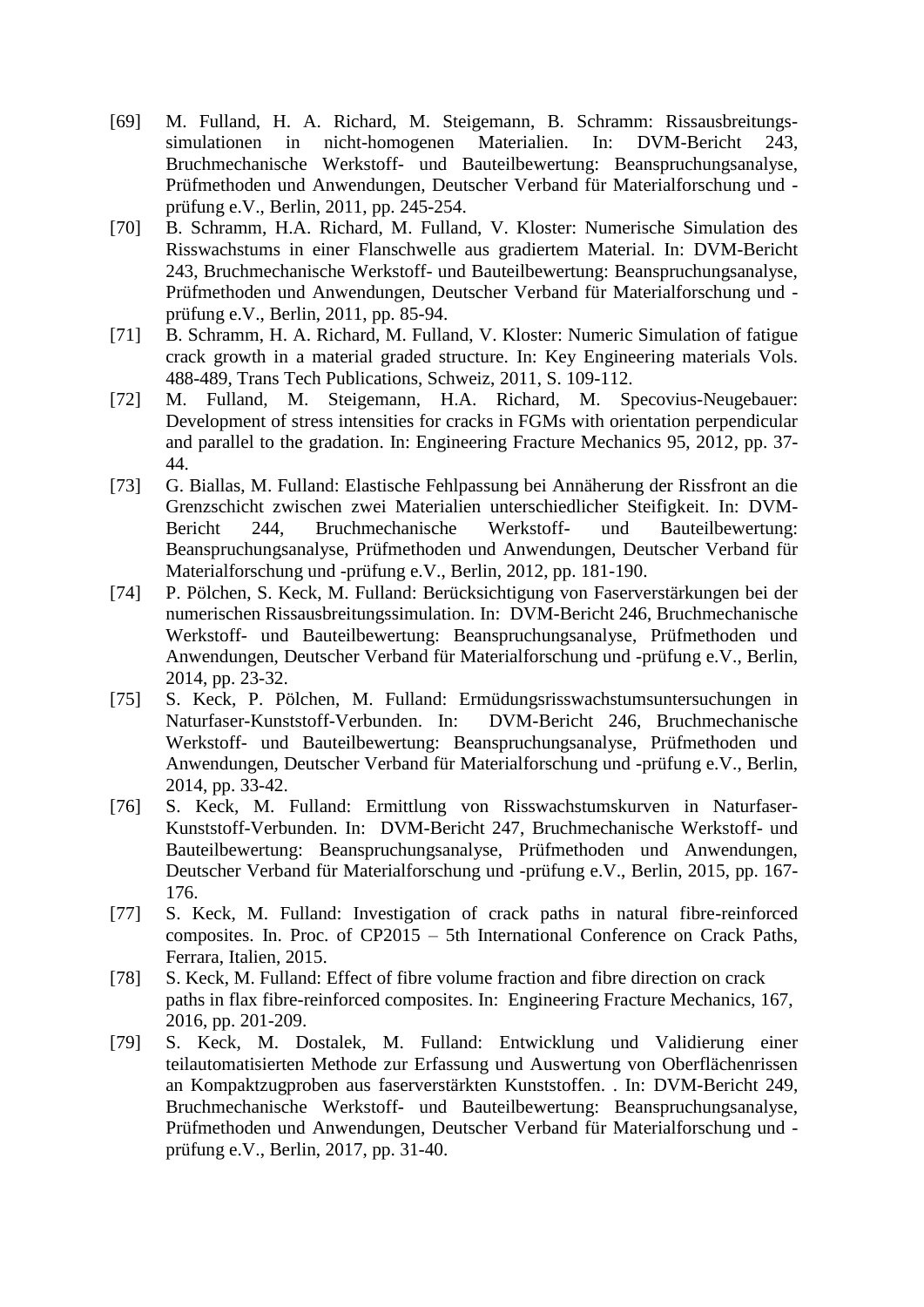[69] M. Fulland, H. A. Richard, M. Steigemann, B. Schramm: Rissausbreitungs-simulationen in nicht-homogenen Materialien. In: DVM-Bericht 243, Bruchmechanische Werkstoff- und Bauteilbewertung: Beanspruchungsanalyse, Prüfmethoden und Anwendungen, Deutscher Verband für Materialforschung und -prüfung e.V., Berlin, 2011, pp. 245-254.

[70] B. Schramm, H.A. Richard, M. Fulland, V. Kloster: Numerische Simulation des Risswachstums in einer Flanschwelle aus gradiertem Material. In: DVM-Bericht 243, Bruchmechanische Werkstoff- und Bauteilbewertung: Beanspruchungsanalyse, Prüfmethoden und Anwendungen, Deutscher Verband für Materialforschung und -prüfung e.V., Berlin, 2011, pp. 85-94.

[71] B. Schramm, H. A. Richard, M. Fulland, V. Kloster: Numeric Simulation of fatigue crack growth in a material graded structure. In: Key Engineering materials Vols. 488-489, Trans Tech Publications, Schweiz, 2011, S. 109-112.

[72] M. Fulland, M. Steigemann, H.A. Richard, M. Specovius-Neugebauer: Development of stress intensities for cracks in FGMs with orientation perpendicular and parallel to the gradation. In: Engineering Fracture Mechanics 95, 2012, pp. 37-44.

[73] G. Biallas, M. Fulland: Elastische Fehlpassung bei Annäherung der Rissfront an die Grenzschicht zwischen zwei Materialien unterschiedlicher Steifigkeit. In: DVM-Bericht 244, Bruchmechanische Werkstoff- und Bauteilbewertung: Beanspruchungsanalyse, Prüfmethoden und Anwendungen, Deutscher Verband für Materialforschung und -prüfung e.V., Berlin, 2012, pp. 181-190.

[74] P. Pölchen, S. Keck, M. Fulland: Berücksichtigung von Faserverstärkungen bei der numerischen Rissausbreitungssimulation. In: DVM-Bericht 246, Bruchmechanische Werkstoff- und Bauteilbewertung: Beanspruchungsanalyse, Prüfmethoden und Anwendungen, Deutscher Verband für Materialforschung und -prüfung e.V., Berlin, 2014, pp. 23-32.

[75] S. Keck, P. Pölchen, M. Fulland: Ermüdungsrisswachstumsuntersuchungen in Naturfaser-Kunststoff-Verbunden. In: DVM-Bericht 246, Bruchmechanische Werkstoff- und Bauteilbewertung: Beanspruchungsanalyse, Prüfmethoden und Anwendungen, Deutscher Verband für Materialforschung und -prüfung e.V., Berlin, 2014, pp. 33-42.

[76] S. Keck, M. Fulland: Ermittlung von Risswachstumskurven in Naturfaser-Kunststoff-Verbunden. In: DVM-Bericht 247, Bruchmechanische Werkstoff- und Bauteilbewertung: Beanspruchungsanalyse, Prüfmethoden und Anwendungen, Deutscher Verband für Materialforschung und -prüfung e.V., Berlin, 2015, pp. 167-176.

[77] S. Keck, M. Fulland: Investigation of crack paths in natural fibre-reinforced composites. In. Proc. of CP2015 – 5th International Conference on Crack Paths, Ferrara, Italien, 2015.

[78] S. Keck, M. Fulland: Effect of fibre volume fraction and fibre direction on crack paths in flax fibre-reinforced composites. In: Engineering Fracture Mechanics, 167, 2016, pp. 201-209.

[79] S. Keck, M. Dostalek, M. Fulland: Entwicklung und Validierung einer teilautomatisierten Methode zur Erfassung und Auswertung von Oberflächenrissen an Kompaktzugproben aus faserverstärkten Kunststoffen. . In: DVM-Bericht 249, Bruchmechanische Werkstoff- und Bauteilbewertung: Beanspruchungsanalyse, Prüfmethoden und Anwendungen, Deutscher Verband für Materialforschung und -prüfung e.V., Berlin, 2017, pp. 31-40.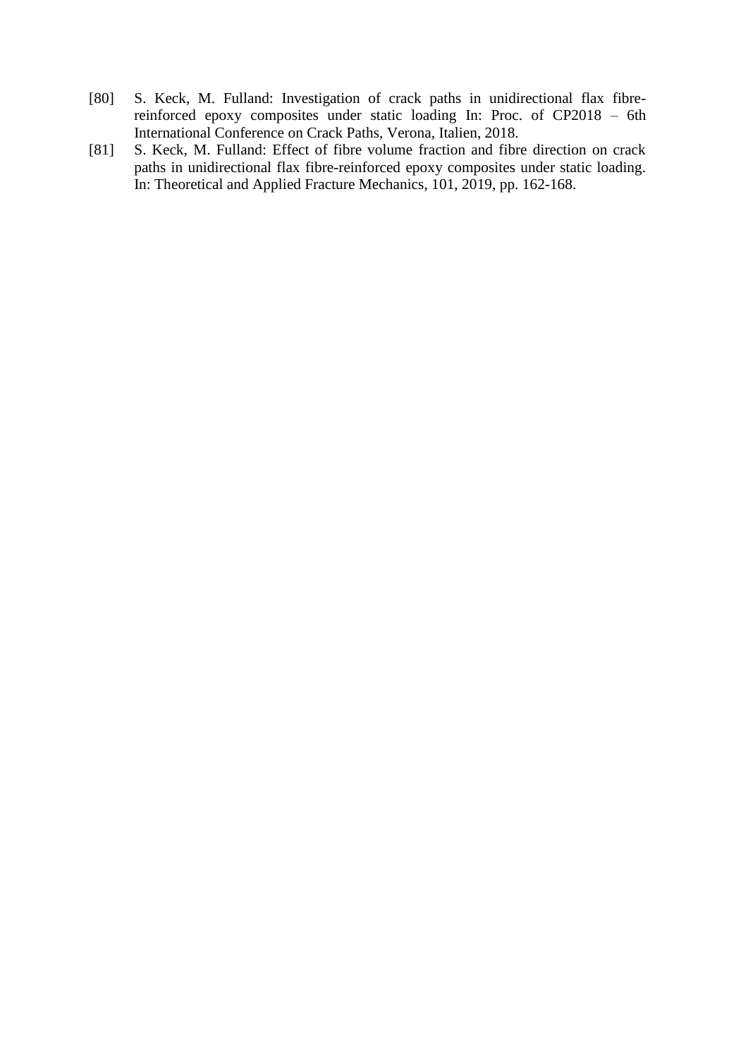[80] S. Keck, M. Fulland: Investigation of crack paths in unidirectional flax fibre-reinforced epoxy composites under static loading In: Proc. of CP2018 – 6th International Conference on Crack Paths, Verona, Italien, 2018.

[81] S. Keck, M. Fulland: Effect of fibre volume fraction and fibre direction on crack paths in unidirectional flax fibre-reinforced epoxy composites under static loading. In: Theoretical and Applied Fracture Mechanics, 101, 2019, pp. 162-168.